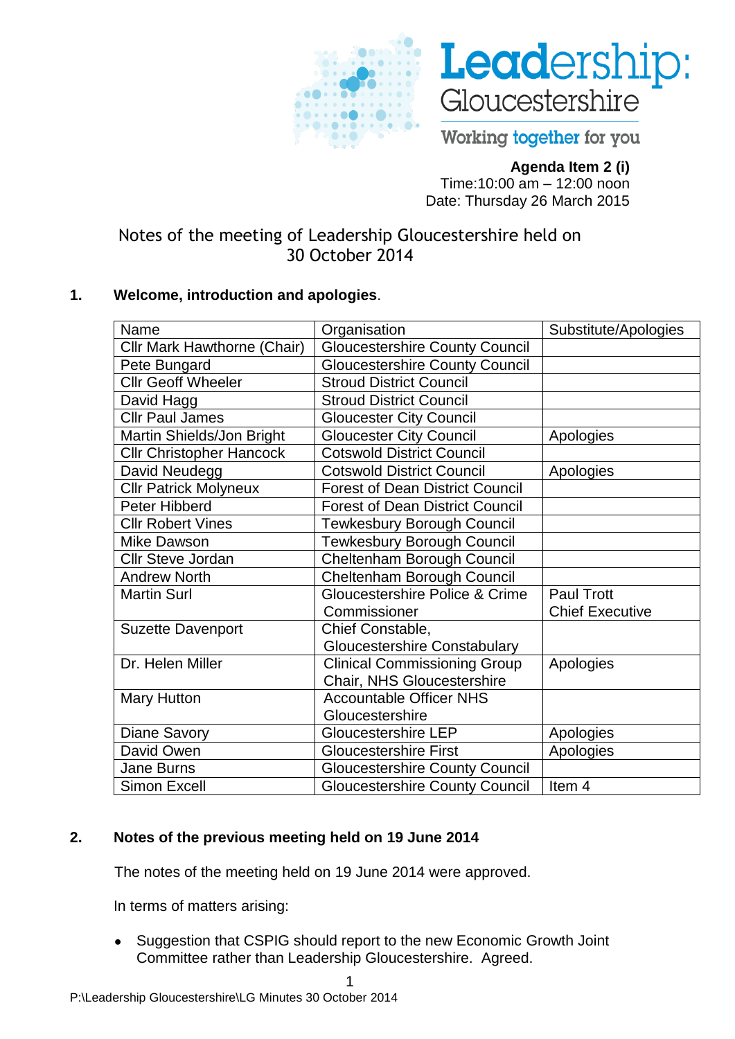Leadership: Gloucestershire

Working together for you

**Agenda Item 2 (i)**
Time:10:00 am – 12:00 noon
Date: Thursday 26 March 2015

# Notes of the meeting of Leadership Gloucestershire held on 30 October 2014

## 1. Welcome, introduction and apologies.

| Name | Organisation | Substitute/Apologies |
|---|---|---|
| Cllr Mark Hawthorne (Chair) | Gloucestershire County Council | |
| Pete Bungard | Gloucestershire County Council | |
| Cllr Geoff Wheeler | Stroud District Council | |
| David Hagg | Stroud District Council | |
| Cllr Paul James | Gloucester City Council | |
| Martin Shields/Jon Bright | Gloucester City Council | Apologies |
| Cllr Christopher Hancock | Cotswold District Council | |
| David Neudegg | Cotswold District Council | Apologies |
| Cllr Patrick Molyneux | Forest of Dean District Council | |
| Peter Hibberd | Forest of Dean District Council | |
| Cllr Robert Vines | Tewkesbury Borough Council | |
| Mike Dawson | Tewkesbury Borough Council | |
| Cllr Steve Jordan | Cheltenham Borough Council | |
| Andrew North | Cheltenham Borough Council | |
| Martin Surl | Gloucestershire Police & Crime Commissioner | Paul Trott Chief Executive |
| Suzette Davenport | Chief Constable, Gloucestershire Constabulary | |
| Dr. Helen Miller | Clinical Commissioning Group Chair, NHS Gloucestershire | Apologies |
| Mary Hutton | Accountable Officer NHS Gloucestershire | |
| Diane Savory | Gloucestershire LEP | Apologies |
| David Owen | Gloucestershire First | Apologies |
| Jane Burns | Gloucestershire County Council | |
| Simon Excell | Gloucestershire County Council | Item 4 |

## 2. Notes of the previous meeting held on 19 June 2014

The notes of the meeting held on 19 June 2014 were approved.

In terms of matters arising:

- Suggestion that CSPIG should report to the new Economic Growth Joint Committee rather than Leadership Gloucestershire. Agreed.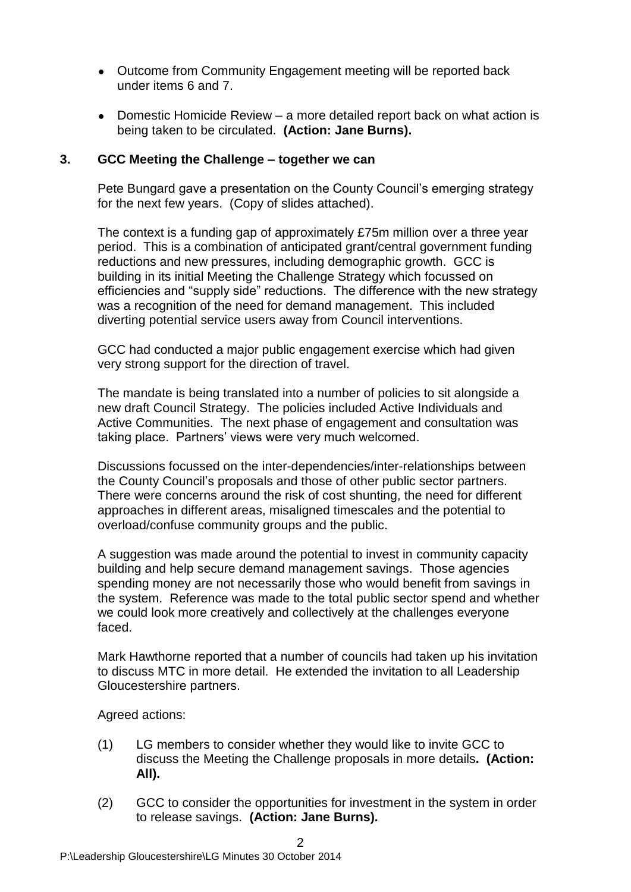- Outcome from Community Engagement meeting will be reported back under items 6 and 7.
- Domestic Homicide Review – a more detailed report back on what action is being taken to be circulated. **(Action: Jane Burns).**

## 3. GCC Meeting the Challenge – together we can

Pete Bungard gave a presentation on the County Council's emerging strategy for the next few years. (Copy of slides attached).

The context is a funding gap of approximately £75m million over a three year period. This is a combination of anticipated grant/central government funding reductions and new pressures, including demographic growth. GCC is building in its initial Meeting the Challenge Strategy which focussed on efficiencies and "supply side" reductions. The difference with the new strategy was a recognition of the need for demand management. This included diverting potential service users away from Council interventions.

GCC had conducted a major public engagement exercise which had given very strong support for the direction of travel.

The mandate is being translated into a number of policies to sit alongside a new draft Council Strategy. The policies included Active Individuals and Active Communities. The next phase of engagement and consultation was taking place. Partners' views were very much welcomed.

Discussions focussed on the inter-dependencies/inter-relationships between the County Council's proposals and those of other public sector partners. There were concerns around the risk of cost shunting, the need for different approaches in different areas, misaligned timescales and the potential to overload/confuse community groups and the public.

A suggestion was made around the potential to invest in community capacity building and help secure demand management savings. Those agencies spending money are not necessarily those who would benefit from savings in the system. Reference was made to the total public sector spend and whether we could look more creatively and collectively at the challenges everyone faced.

Mark Hawthorne reported that a number of councils had taken up his invitation to discuss MTC in more detail. He extended the invitation to all Leadership Gloucestershire partners.

Agreed actions:

(1) LG members to consider whether they would like to invite GCC to discuss the Meeting the Challenge proposals in more details**. (Action: All).**

(2) GCC to consider the opportunities for investment in the system in order to release savings. **(Action: Jane Burns).**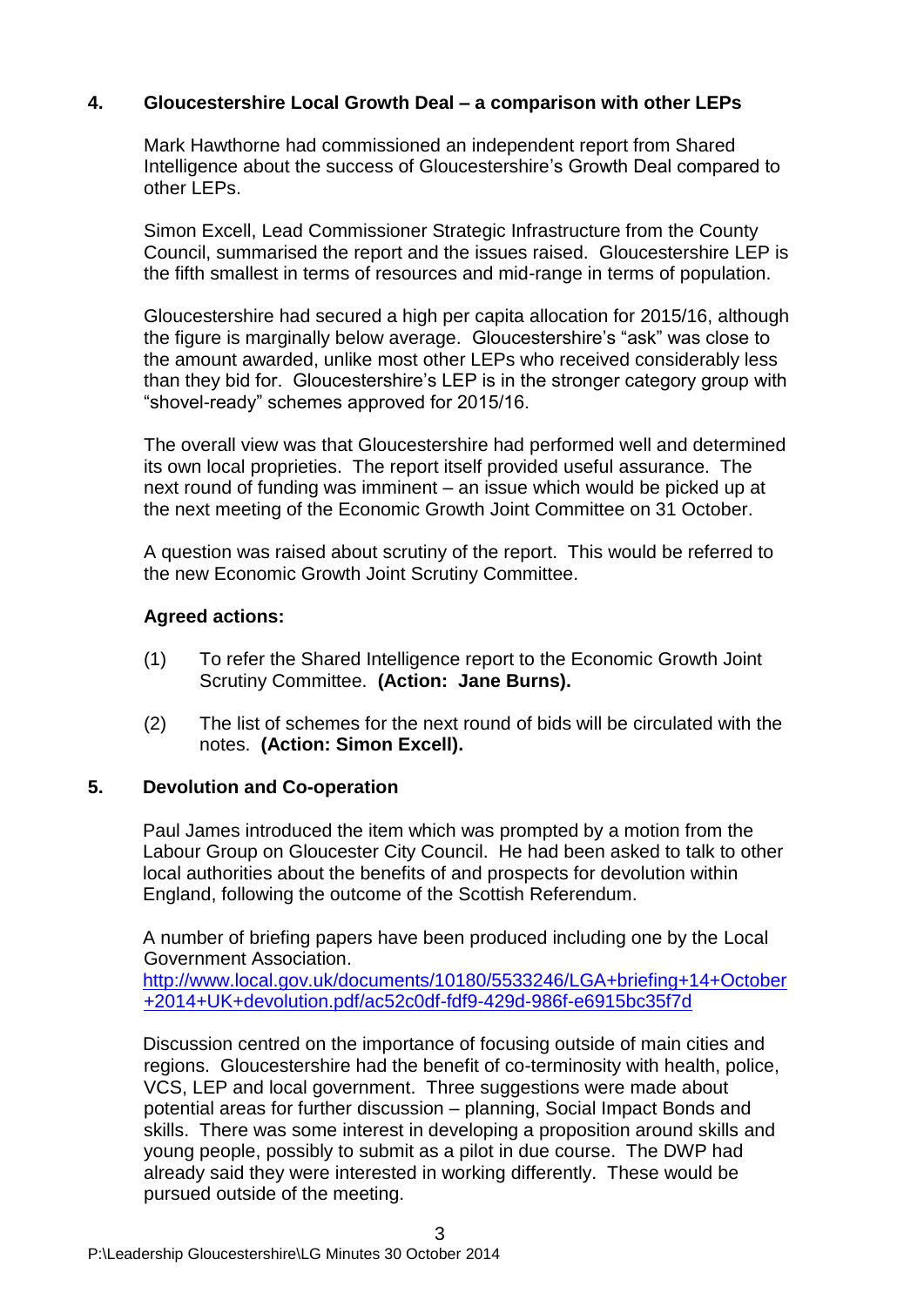## 4. Gloucestershire Local Growth Deal – a comparison with other LEPs

Mark Hawthorne had commissioned an independent report from Shared Intelligence about the success of Gloucestershire's Growth Deal compared to other LEPs.

Simon Excell, Lead Commissioner Strategic Infrastructure from the County Council, summarised the report and the issues raised. Gloucestershire LEP is the fifth smallest in terms of resources and mid-range in terms of population.

Gloucestershire had secured a high per capita allocation for 2015/16, although the figure is marginally below average. Gloucestershire's "ask" was close to the amount awarded, unlike most other LEPs who received considerably less than they bid for. Gloucestershire's LEP is in the stronger category group with "shovel-ready" schemes approved for 2015/16.

The overall view was that Gloucestershire had performed well and determined its own local proprieties. The report itself provided useful assurance. The next round of funding was imminent – an issue which would be picked up at the next meeting of the Economic Growth Joint Committee on 31 October.

A question was raised about scrutiny of the report. This would be referred to the new Economic Growth Joint Scrutiny Committee.

**Agreed actions:**

(1) To refer the Shared Intelligence report to the Economic Growth Joint Scrutiny Committee. **(Action: Jane Burns).**

(2) The list of schemes for the next round of bids will be circulated with the notes. **(Action: Simon Excell).**

## 5. Devolution and Co-operation

Paul James introduced the item which was prompted by a motion from the Labour Group on Gloucester City Council. He had been asked to talk to other local authorities about the benefits of and prospects for devolution within England, following the outcome of the Scottish Referendum.

A number of briefing papers have been produced including one by the Local Government Association.
http://www.local.gov.uk/documents/10180/5533246/LGA+briefing+14+October+2014+UK+devolution.pdf/ac52c0df-fdf9-429d-986f-e6915bc35f7d

Discussion centred on the importance of focusing outside of main cities and regions. Gloucestershire had the benefit of co-terminosity with health, police, VCS, LEP and local government. Three suggestions were made about potential areas for further discussion – planning, Social Impact Bonds and skills. There was some interest in developing a proposition around skills and young people, possibly to submit as a pilot in due course. The DWP had already said they were interested in working differently. These would be pursued outside of the meeting.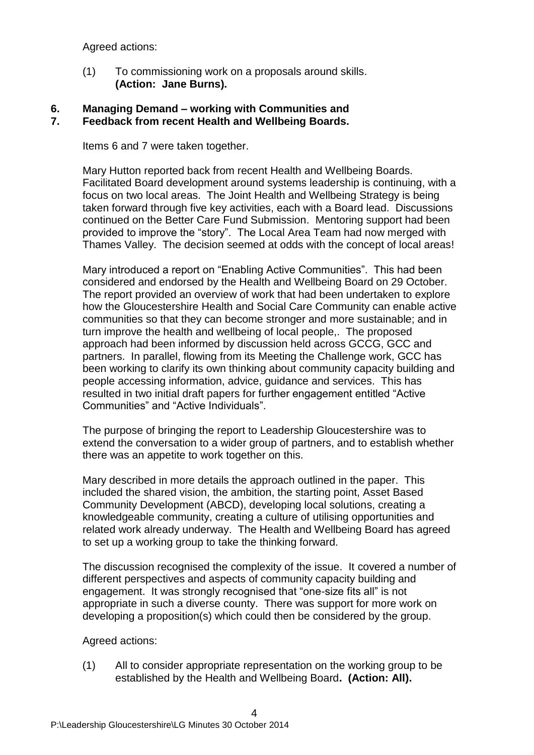Agreed actions:

(1) To commissioning work on a proposals around skills.
**(Action: Jane Burns).**

**6. Managing Demand – working with Communities and**
**7. Feedback from recent Health and Wellbeing Boards.**

Items 6 and 7 were taken together.

Mary Hutton reported back from recent Health and Wellbeing Boards. Facilitated Board development around systems leadership is continuing, with a focus on two local areas. The Joint Health and Wellbeing Strategy is being taken forward through five key activities, each with a Board lead. Discussions continued on the Better Care Fund Submission. Mentoring support had been provided to improve the "story". The Local Area Team had now merged with Thames Valley. The decision seemed at odds with the concept of local areas!

Mary introduced a report on "Enabling Active Communities". This had been considered and endorsed by the Health and Wellbeing Board on 29 October. The report provided an overview of work that had been undertaken to explore how the Gloucestershire Health and Social Care Community can enable active communities so that they can become stronger and more sustainable; and in turn improve the health and wellbeing of local people,. The proposed approach had been informed by discussion held across GCCG, GCC and partners. In parallel, flowing from its Meeting the Challenge work, GCC has been working to clarify its own thinking about community capacity building and people accessing information, advice, guidance and services. This has resulted in two initial draft papers for further engagement entitled "Active Communities" and "Active Individuals".

The purpose of bringing the report to Leadership Gloucestershire was to extend the conversation to a wider group of partners, and to establish whether there was an appetite to work together on this.

Mary described in more details the approach outlined in the paper. This included the shared vision, the ambition, the starting point, Asset Based Community Development (ABCD), developing local solutions, creating a knowledgeable community, creating a culture of utilising opportunities and related work already underway. The Health and Wellbeing Board has agreed to set up a working group to take the thinking forward.

The discussion recognised the complexity of the issue. It covered a number of different perspectives and aspects of community capacity building and engagement. It was strongly recognised that "one-size fits all" is not appropriate in such a diverse county. There was support for more work on developing a proposition(s) which could then be considered by the group.

Agreed actions:

(1) All to consider appropriate representation on the working group to be established by the Health and Wellbeing Board**. (Action: All).**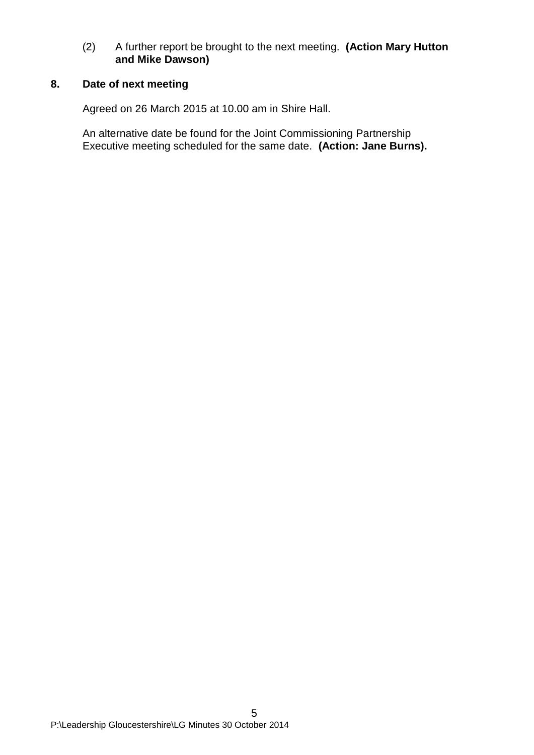(2) A further report be brought to the next meeting. **(Action Mary Hutton and Mike Dawson)**

## 8. Date of next meeting

Agreed on 26 March 2015 at 10.00 am in Shire Hall.

An alternative date be found for the Joint Commissioning Partnership Executive meeting scheduled for the same date. **(Action: Jane Burns).**

P:\Leadership Gloucestershire\LG Minutes 30 October 2014